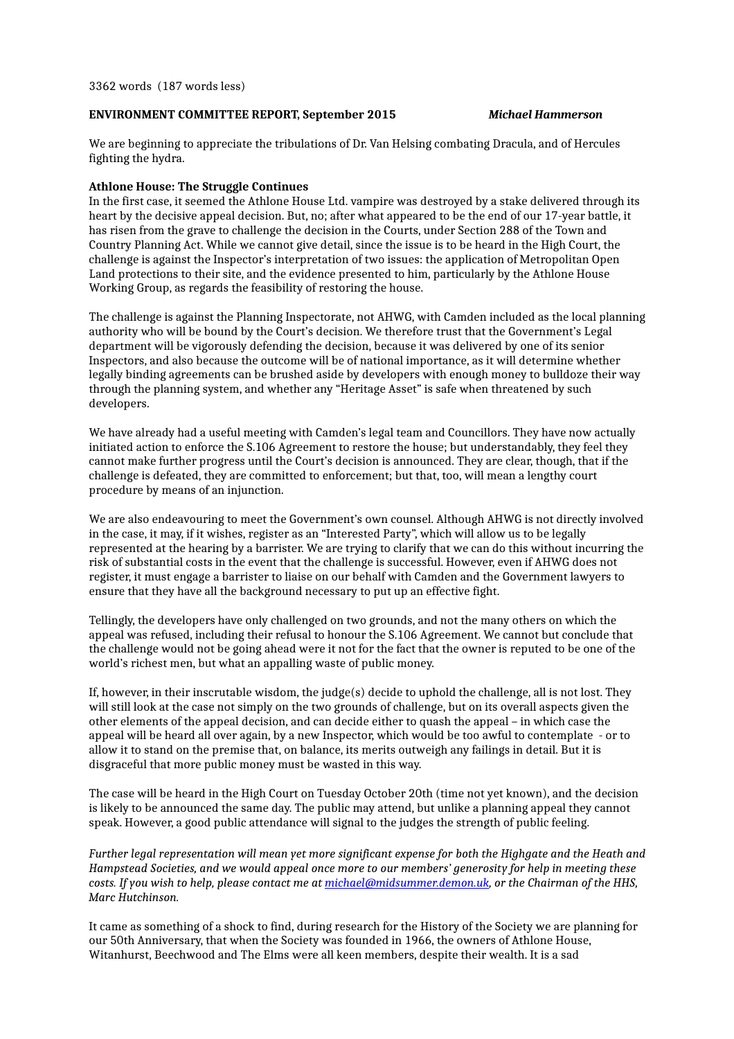3362 words (187 words less)

**ENVIRONMENT COMMITTEE REPORT, September 2015** ***Michael Hammerson***

We are beginning to appreciate the tribulations of Dr. Van Helsing combating Dracula, and of Hercules fighting the hydra.

**Athlone House: The Struggle Continues**

In the first case, it seemed the Athlone House Ltd. vampire was destroyed by a stake delivered through its heart by the decisive appeal decision. But, no; after what appeared to be the end of our 17-year battle, it has risen from the grave to challenge the decision in the Courts, under Section 288 of the Town and Country Planning Act. While we cannot give detail, since the issue is to be heard in the High Court, the challenge is against the Inspector's interpretation of two issues: the application of Metropolitan Open Land protections to their site, and the evidence presented to him, particularly by the Athlone House Working Group, as regards the feasibility of restoring the house.

The challenge is against the Planning Inspectorate, not AHWG, with Camden included as the local planning authority who will be bound by the Court's decision. We therefore trust that the Government's Legal department will be vigorously defending the decision, because it was delivered by one of its senior Inspectors, and also because the outcome will be of national importance, as it will determine whether legally binding agreements can be brushed aside by developers with enough money to bulldoze their way through the planning system, and whether any "Heritage Asset" is safe when threatened by such developers.

We have already had a useful meeting with Camden's legal team and Councillors. They have now actually initiated action to enforce the S.106 Agreement to restore the house; but understandably, they feel they cannot make further progress until the Court's decision is announced. They are clear, though, that if the challenge is defeated, they are committed to enforcement; but that, too, will mean a lengthy court procedure by means of an injunction.

We are also endeavouring to meet the Government's own counsel. Although AHWG is not directly involved in the case, it may, if it wishes, register as an "Interested Party", which will allow us to be legally represented at the hearing by a barrister. We are trying to clarify that we can do this without incurring the risk of substantial costs in the event that the challenge is successful. However, even if AHWG does not register, it must engage a barrister to liaise on our behalf with Camden and the Government lawyers to ensure that they have all the background necessary to put up an effective fight.

Tellingly, the developers have only challenged on two grounds, and not the many others on which the appeal was refused, including their refusal to honour the S.106 Agreement. We cannot but conclude that the challenge would not be going ahead were it not for the fact that the owner is reputed to be one of the world's richest men, but what an appalling waste of public money.

If, however, in their inscrutable wisdom, the judge(s) decide to uphold the challenge, all is not lost. They will still look at the case not simply on the two grounds of challenge, but on its overall aspects given the other elements of the appeal decision, and can decide either to quash the appeal – in which case the appeal will be heard all over again, by a new Inspector, which would be too awful to contemplate - or to allow it to stand on the premise that, on balance, its merits outweigh any failings in detail. But it is disgraceful that more public money must be wasted in this way.

The case will be heard in the High Court on Tuesday October 20th (time not yet known), and the decision is likely to be announced the same day. The public may attend, but unlike a planning appeal they cannot speak. However, a good public attendance will signal to the judges the strength of public feeling.

*Further legal representation will mean yet more significant expense for both the Highgate and the Heath and Hampstead Societies, and we would appeal once more to our members' generosity for help in meeting these costs. If you wish to help, please contact me at [michael@midsummer.demon.uk](mailto:michael@midsummer.demon.uk), or the Chairman of the HHS, Marc Hutchinson.*

It came as something of a shock to find, during research for the History of the Society we are planning for our 50th Anniversary, that when the Society was founded in 1966, the owners of Athlone House, Witanhurst, Beechwood and The Elms were all keen members, despite their wealth. It is a sad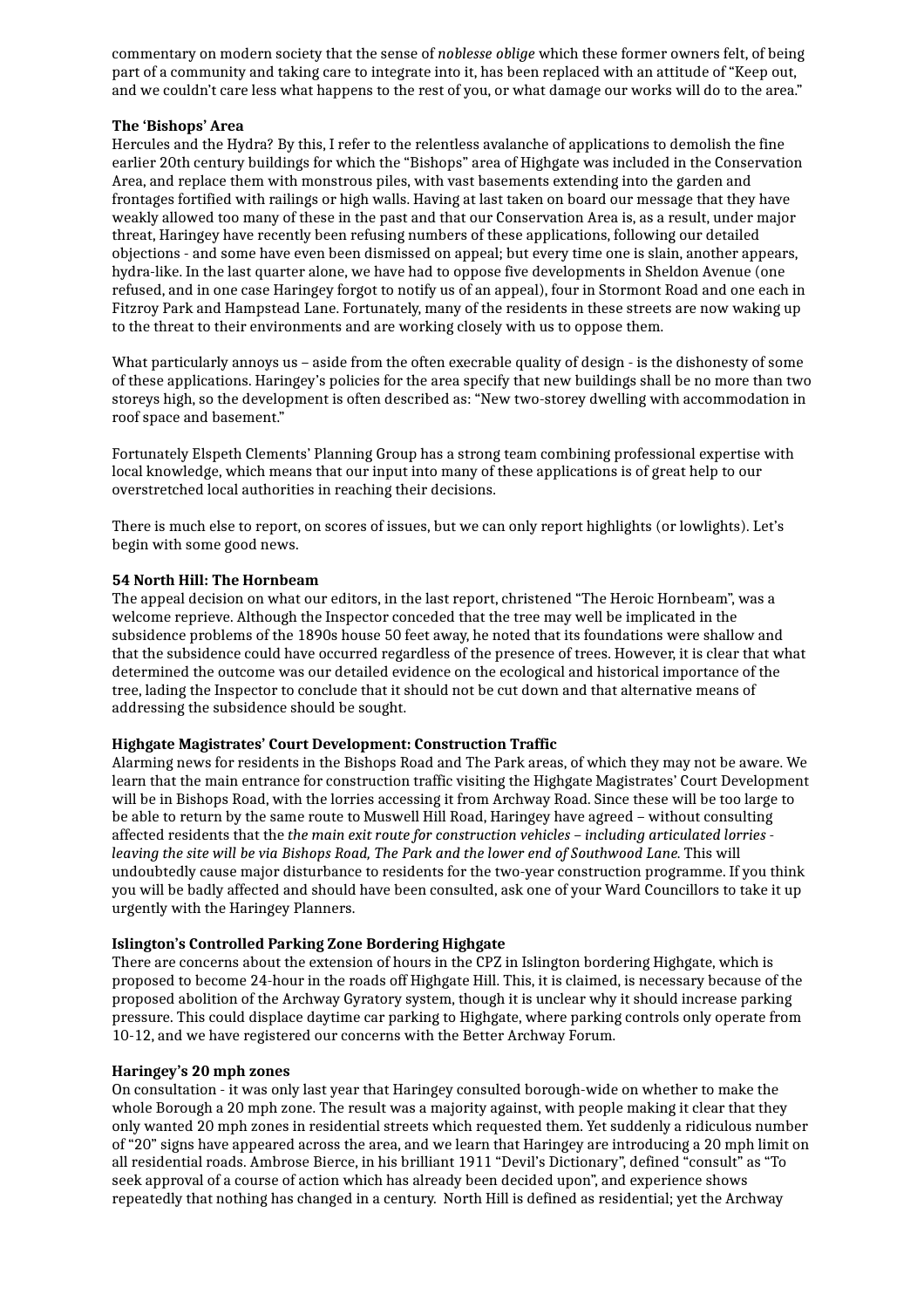commentary on modern society that the sense of *noblesse oblige* which these former owners felt, of being part of a community and taking care to integrate into it, has been replaced with an attitude of "Keep out, and we couldn't care less what happens to the rest of you, or what damage our works will do to the area."

**The 'Bishops' Area**

Hercules and the Hydra? By this, I refer to the relentless avalanche of applications to demolish the fine earlier 20th century buildings for which the "Bishops" area of Highgate was included in the Conservation Area, and replace them with monstrous piles, with vast basements extending into the garden and frontages fortified with railings or high walls. Having at last taken on board our message that they have weakly allowed too many of these in the past and that our Conservation Area is, as a result, under major threat, Haringey have recently been refusing numbers of these applications, following our detailed objections - and some have even been dismissed on appeal; but every time one is slain, another appears, hydra-like. In the last quarter alone, we have had to oppose five developments in Sheldon Avenue (one refused, and in one case Haringey forgot to notify us of an appeal), four in Stormont Road and one each in Fitzroy Park and Hampstead Lane. Fortunately, many of the residents in these streets are now waking up to the threat to their environments and are working closely with us to oppose them.

What particularly annoys us – aside from the often execrable quality of design - is the dishonesty of some of these applications. Haringey's policies for the area specify that new buildings shall be no more than two storeys high, so the development is often described as: "New two-storey dwelling with accommodation in roof space and basement."

Fortunately Elspeth Clements' Planning Group has a strong team combining professional expertise with local knowledge, which means that our input into many of these applications is of great help to our overstretched local authorities in reaching their decisions.

There is much else to report, on scores of issues, but we can only report highlights (or lowlights). Let's begin with some good news.

**54 North Hill: The Hornbeam**

The appeal decision on what our editors, in the last report, christened "The Heroic Hornbeam", was a welcome reprieve. Although the Inspector conceded that the tree may well be implicated in the subsidence problems of the 1890s house 50 feet away, he noted that its foundations were shallow and that the subsidence could have occurred regardless of the presence of trees. However, it is clear that what determined the outcome was our detailed evidence on the ecological and historical importance of the tree, lading the Inspector to conclude that it should not be cut down and that alternative means of addressing the subsidence should be sought.

**Highgate Magistrates' Court Development: Construction Traffic**

Alarming news for residents in the Bishops Road and The Park areas, of which they may not be aware. We learn that the main entrance for construction traffic visiting the Highgate Magistrates' Court Development will be in Bishops Road, with the lorries accessing it from Archway Road. Since these will be too large to be able to return by the same route to Muswell Hill Road, Haringey have agreed – without consulting affected residents that the *the main exit route for construction vehicles – including articulated lorries - leaving the site will be via Bishops Road, The Park and the lower end of Southwood Lane*. This will undoubtedly cause major disturbance to residents for the two-year construction programme. If you think you will be badly affected and should have been consulted, ask one of your Ward Councillors to take it up urgently with the Haringey Planners.

**Islington's Controlled Parking Zone Bordering Highgate**

There are concerns about the extension of hours in the CPZ in Islington bordering Highgate, which is proposed to become 24-hour in the roads off Highgate Hill. This, it is claimed, is necessary because of the proposed abolition of the Archway Gyratory system, though it is unclear why it should increase parking pressure. This could displace daytime car parking to Highgate, where parking controls only operate from 10-12, and we have registered our concerns with the Better Archway Forum.

**Haringey's 20 mph zones**

On consultation - it was only last year that Haringey consulted borough-wide on whether to make the whole Borough a 20 mph zone. The result was a majority against, with people making it clear that they only wanted 20 mph zones in residential streets which requested them. Yet suddenly a ridiculous number of "20" signs have appeared across the area, and we learn that Haringey are introducing a 20 mph limit on all residential roads. Ambrose Bierce, in his brilliant 1911 "Devil's Dictionary", defined "consult" as "To seek approval of a course of action which has already been decided upon", and experience shows repeatedly that nothing has changed in a century. North Hill is defined as residential; yet the Archway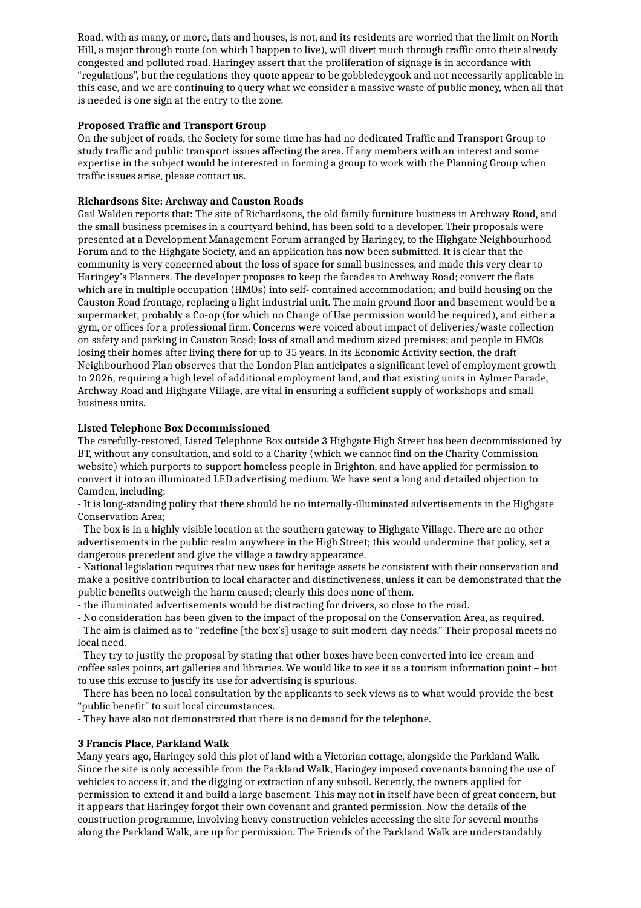Road, with as many, or more, flats and houses, is not, and its residents are worried that the limit on North Hill, a major through route (on which I happen to live), will divert much through traffic onto their already congested and polluted road. Haringey assert that the proliferation of signage is in accordance with "regulations", but the regulations they quote appear to be gobbledeygook and not necessarily applicable in this case, and we are continuing to query what we consider a massive waste of public money, when all that is needed is one sign at the entry to the zone.

**Proposed Traffic and Transport Group**

On the subject of roads, the Society for some time has had no dedicated Traffic and Transport Group to study traffic and public transport issues affecting the area. If any members with an interest and some expertise in the subject would be interested in forming a group to work with the Planning Group when traffic issues arise, please contact us.

**Richardsons Site: Archway and Causton Roads**

Gail Walden reports that: The site of Richardsons, the old family furniture business in Archway Road, and the small business premises in a courtyard behind, has been sold to a developer. Their proposals were presented at a Development Management Forum arranged by Haringey, to the Highgate Neighbourhood Forum and to the Highgate Society, and an application has now been submitted. It is clear that the community is very concerned about the loss of space for small businesses, and made this very clear to Haringey's Planners. The developer proposes to keep the facades to Archway Road; convert the flats which are in multiple occupation (HMOs) into self- contained accommodation; and build housing on the Causton Road frontage, replacing a light industrial unit. The main ground floor and basement would be a supermarket, probably a Co-op (for which no Change of Use permission would be required), and either a gym, or offices for a professional firm. Concerns were voiced about impact of deliveries/waste collection on safety and parking in Causton Road; loss of small and medium sized premises; and people in HMOs losing their homes after living there for up to 35 years. In its Economic Activity section, the draft Neighbourhood Plan observes that the London Plan anticipates a significant level of employment growth to 2026, requiring a high level of additional employment land, and that existing units in Aylmer Parade, Archway Road and Highgate Village, are vital in ensuring a sufficient supply of workshops and small business units.

**Listed Telephone Box Decommissioned**

The carefully-restored, Listed Telephone Box outside 3 Highgate High Street has been decommissioned by BT, without any consultation, and sold to a Charity (which we cannot find on the Charity Commission website) which purports to support homeless people in Brighton, and have applied for permission to convert it into an illuminated LED advertising medium. We have sent a long and detailed objection to Camden, including:

- It is long-standing policy that there should be no internally-illuminated advertisements in the Highgate Conservation Area;
- The box is in a highly visible location at the southern gateway to Highgate Village. There are no other advertisements in the public realm anywhere in the High Street; this would undermine that policy, set a dangerous precedent and give the village a tawdry appearance.
- National legislation requires that new uses for heritage assets be consistent with their conservation and make a positive contribution to local character and distinctiveness, unless it can be demonstrated that the public benefits outweigh the harm caused; clearly this does none of them.
- the illuminated advertisements would be distracting for drivers, so close to the road.
- No consideration has been given to the impact of the proposal on the Conservation Area, as required.
- The aim is claimed as to "redefine [the box's] usage to suit modern-day needs." Their proposal meets no local need.
- They try to justify the proposal by stating that other boxes have been converted into ice-cream and coffee sales points, art galleries and libraries. We would like to see it as a tourism information point – but to use this excuse to justify its use for advertising is spurious.
- There has been no local consultation by the applicants to seek views as to what would provide the best "public benefit" to suit local circumstances.
- They have also not demonstrated that there is no demand for the telephone.

**3 Francis Place, Parkland Walk**

Many years ago, Haringey sold this plot of land with a Victorian cottage, alongside the Parkland Walk. Since the site is only accessible from the Parkland Walk, Haringey imposed covenants banning the use of vehicles to access it, and the digging or extraction of any subsoil. Recently, the owners applied for permission to extend it and build a large basement. This may not in itself have been of great concern, but it appears that Haringey forgot their own covenant and granted permission. Now the details of the construction programme, involving heavy construction vehicles accessing the site for several months along the Parkland Walk, are up for permission. The Friends of the Parkland Walk are understandably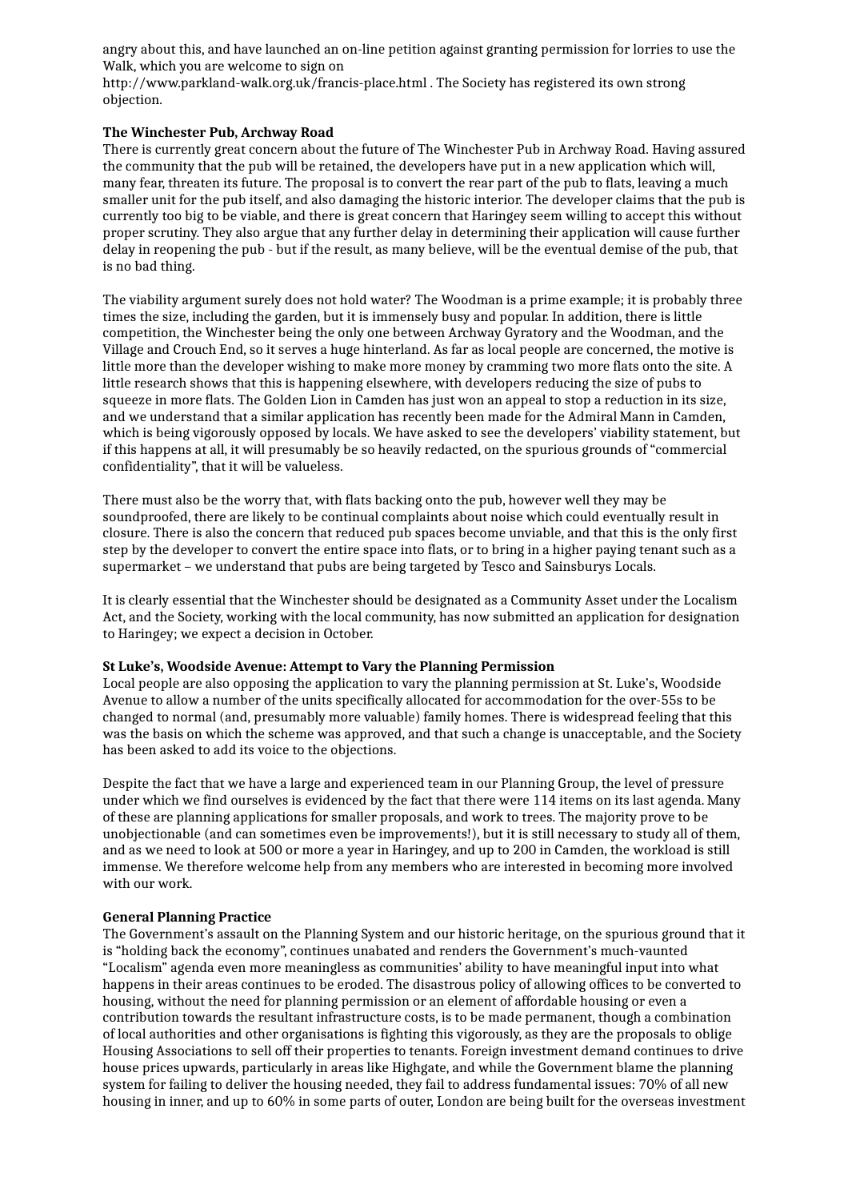angry about this, and have launched an on-line petition against granting permission for lorries to use the Walk, which you are welcome to sign on http://www.parkland-walk.org.uk/francis-place.html . The Society has registered its own strong objection.

**The Winchester Pub, Archway Road**

There is currently great concern about the future of The Winchester Pub in Archway Road. Having assured the community that the pub will be retained, the developers have put in a new application which will, many fear, threaten its future. The proposal is to convert the rear part of the pub to flats, leaving a much smaller unit for the pub itself, and also damaging the historic interior. The developer claims that the pub is currently too big to be viable, and there is great concern that Haringey seem willing to accept this without proper scrutiny. They also argue that any further delay in determining their application will cause further delay in reopening the pub - but if the result, as many believe, will be the eventual demise of the pub, that is no bad thing.

The viability argument surely does not hold water? The Woodman is a prime example; it is probably three times the size, including the garden, but it is immensely busy and popular. In addition, there is little competition, the Winchester being the only one between Archway Gyratory and the Woodman, and the Village and Crouch End, so it serves a huge hinterland. As far as local people are concerned, the motive is little more than the developer wishing to make more money by cramming two more flats onto the site. A little research shows that this is happening elsewhere, with developers reducing the size of pubs to squeeze in more flats. The Golden Lion in Camden has just won an appeal to stop a reduction in its size, and we understand that a similar application has recently been made for the Admiral Mann in Camden, which is being vigorously opposed by locals. We have asked to see the developers' viability statement, but if this happens at all, it will presumably be so heavily redacted, on the spurious grounds of "commercial confidentiality", that it will be valueless.

There must also be the worry that, with flats backing onto the pub, however well they may be soundproofed, there are likely to be continual complaints about noise which could eventually result in closure. There is also the concern that reduced pub spaces become unviable, and that this is the only first step by the developer to convert the entire space into flats, or to bring in a higher paying tenant such as a supermarket – we understand that pubs are being targeted by Tesco and Sainsburys Locals.

It is clearly essential that the Winchester should be designated as a Community Asset under the Localism Act, and the Society, working with the local community, has now submitted an application for designation to Haringey; we expect a decision in October.

**St Luke's, Woodside Avenue: Attempt to Vary the Planning Permission**

Local people are also opposing the application to vary the planning permission at St. Luke's, Woodside Avenue to allow a number of the units specifically allocated for accommodation for the over-55s to be changed to normal (and, presumably more valuable) family homes. There is widespread feeling that this was the basis on which the scheme was approved, and that such a change is unacceptable, and the Society has been asked to add its voice to the objections.

Despite the fact that we have a large and experienced team in our Planning Group, the level of pressure under which we find ourselves is evidenced by the fact that there were 114 items on its last agenda. Many of these are planning applications for smaller proposals, and work to trees. The majority prove to be unobjectionable (and can sometimes even be improvements!), but it is still necessary to study all of them, and as we need to look at 500 or more a year in Haringey, and up to 200 in Camden, the workload is still immense. We therefore welcome help from any members who are interested in becoming more involved with our work.

**General Planning Practice**

The Government's assault on the Planning System and our historic heritage, on the spurious ground that it is "holding back the economy", continues unabated and renders the Government's much-vaunted "Localism" agenda even more meaningless as communities' ability to have meaningful input into what happens in their areas continues to be eroded. The disastrous policy of allowing offices to be converted to housing, without the need for planning permission or an element of affordable housing or even a contribution towards the resultant infrastructure costs, is to be made permanent, though a combination of local authorities and other organisations is fighting this vigorously, as they are the proposals to oblige Housing Associations to sell off their properties to tenants. Foreign investment demand continues to drive house prices upwards, particularly in areas like Highgate, and while the Government blame the planning system for failing to deliver the housing needed, they fail to address fundamental issues: 70% of all new housing in inner, and up to 60% in some parts of outer, London are being built for the overseas investment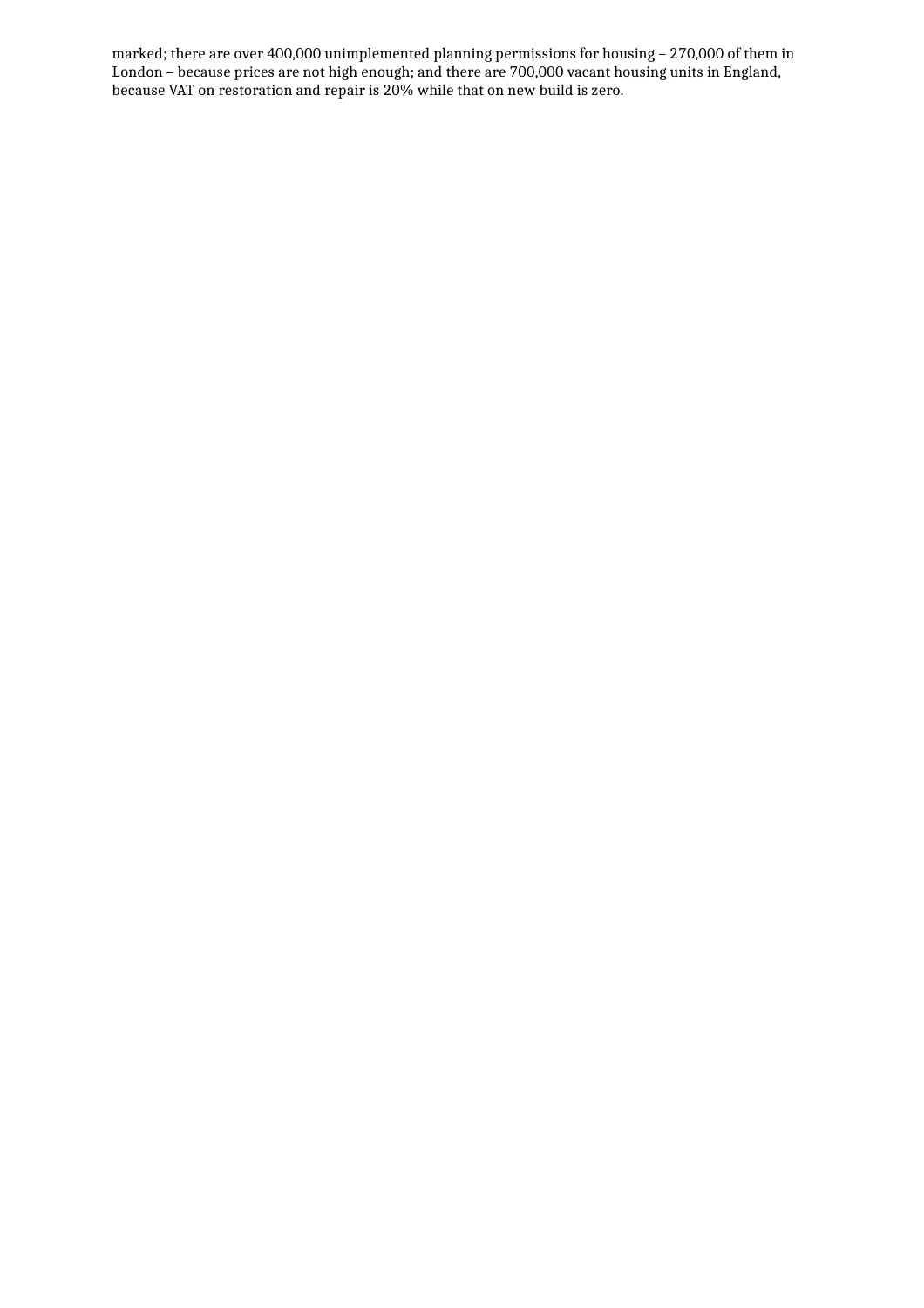marked; there are over 400,000 unimplemented planning permissions for housing – 270,000 of them in London – because prices are not high enough; and there are 700,000 vacant housing units in England, because VAT on restoration and repair is 20% while that on new build is zero.